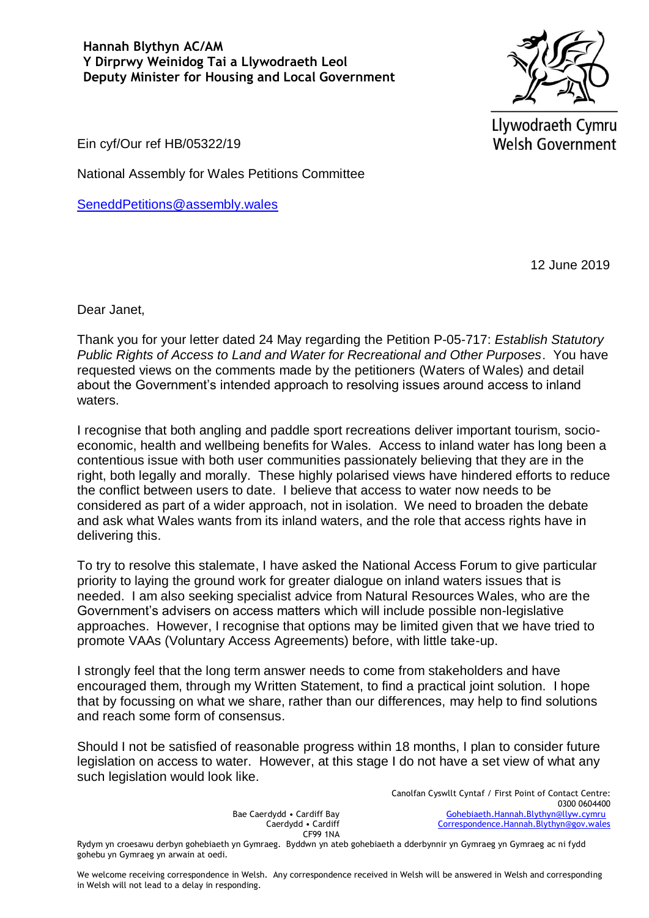**Hannah Blythyn AC/AM**
**Y Dirprwy Weinidog Tai a Llywodraeth Leol**
**Deputy Minister for Housing and Local Government**

Llywodraeth Cymru
Welsh Government

Ein cyf/Our ref HB/05322/19

National Assembly for Wales Petitions Committee

SeneddPetitions@assembly.wales

12 June 2019

Dear Janet,

Thank you for your letter dated 24 May regarding the Petition P-05-717: *Establish Statutory Public Rights of Access to Land and Water for Recreational and Other Purposes*. You have requested views on the comments made by the petitioners (Waters of Wales) and detail about the Government's intended approach to resolving issues around access to inland waters.

I recognise that both angling and paddle sport recreations deliver important tourism, socio-economic, health and wellbeing benefits for Wales. Access to inland water has long been a contentious issue with both user communities passionately believing that they are in the right, both legally and morally. These highly polarised views have hindered efforts to reduce the conflict between users to date. I believe that access to water now needs to be considered as part of a wider approach, not in isolation. We need to broaden the debate and ask what Wales wants from its inland waters, and the role that access rights have in delivering this.

To try to resolve this stalemate, I have asked the National Access Forum to give particular priority to laying the ground work for greater dialogue on inland waters issues that is needed. I am also seeking specialist advice from Natural Resources Wales, who are the Government's advisers on access matters which will include possible non-legislative approaches. However, I recognise that options may be limited given that we have tried to promote VAAs (Voluntary Access Agreements) before, with little take-up.

I strongly feel that the long term answer needs to come from stakeholders and have encouraged them, through my Written Statement, to find a practical joint solution. I hope that by focussing on what we share, rather than our differences, may help to find solutions and reach some form of consensus.

Should I not be satisfied of reasonable progress within 18 months, I plan to consider future legislation on access to water. However, at this stage I do not have a set view of what any such legislation would look like.

Bae Caerdydd • Cardiff Bay
Caerdydd • Cardiff
CF99 1NA

Canolfan Cyswllt Cyntaf / First Point of Contact Centre:
0300 0604400
Gohebiaeth.Hannah.Blythyn@llyw.cymru
Correspondence.Hannah.Blythyn@gov.wales

Rydym yn croesawu derbyn gohebiaeth yn Gymraeg. Byddwn yn ateb gohebiaeth a dderbynnir yn Gymraeg yn Gymraeg ac ni fydd gohebu yn Gymraeg yn arwain at oedi.

We welcome receiving correspondence in Welsh. Any correspondence received in Welsh will be answered in Welsh and corresponding in Welsh will not lead to a delay in responding.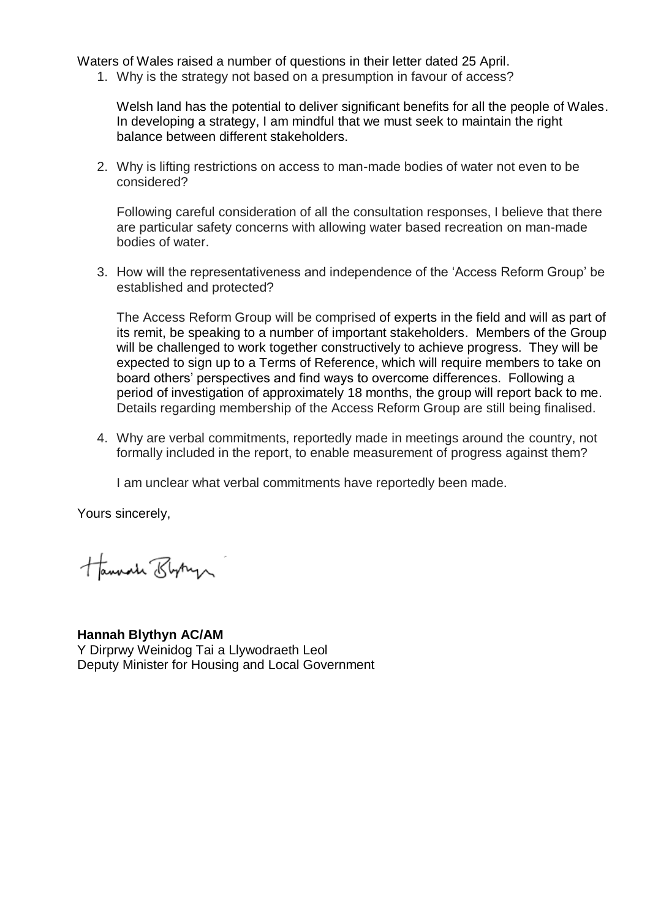Waters of Wales raised a number of questions in their letter dated 25 April.

1. Why is the strategy not based on a presumption in favour of access?

   Welsh land has the potential to deliver significant benefits for all the people of Wales. In developing a strategy, I am mindful that we must seek to maintain the right balance between different stakeholders.

2. Why is lifting restrictions on access to man-made bodies of water not even to be considered?

   Following careful consideration of all the consultation responses, I believe that there are particular safety concerns with allowing water based recreation on man-made bodies of water.

3. How will the representativeness and independence of the 'Access Reform Group' be established and protected?

   The Access Reform Group will be comprised of experts in the field and will as part of its remit, be speaking to a number of important stakeholders. Members of the Group will be challenged to work together constructively to achieve progress. They will be expected to sign up to a Terms of Reference, which will require members to take on board others' perspectives and find ways to overcome differences. Following a period of investigation of approximately 18 months, the group will report back to me. Details regarding membership of the Access Reform Group are still being finalised.

4. Why are verbal commitments, reportedly made in meetings around the country, not formally included in the report, to enable measurement of progress against them?

   I am unclear what verbal commitments have reportedly been made.

Yours sincerely,

Hannah Blythyn

**Hannah Blythyn AC/AM**
Y Dirprwy Weinidog Tai a Llywodraeth Leol
Deputy Minister for Housing and Local Government